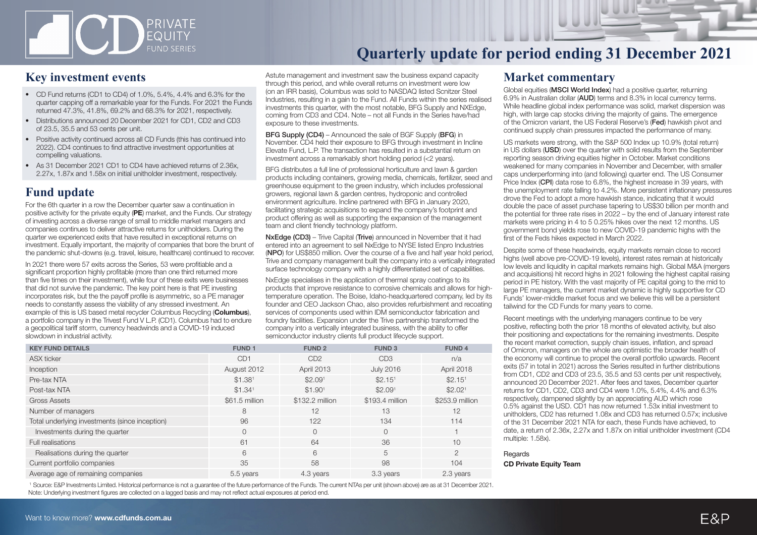# Quarterly update for period ending 31 December 2021

## Key investment events

- CD Fund returns (CD1 to CD4) of 1.0%, 5.4%, 4.4% and 6.3% for the quarter capping off a remarkable year for the Funds. For 2021 the Funds returned 47.3%, 41.8%, 69.2% and 68.3% for 2021, respectively.
- Distributions announced 20 December 2021 for CD1, CD2 and CD3 of 23.5, 35.5 and 53 cents per unit.
- Positive activity continued across all CD Funds (this has continued into 2022). CD4 continues to find attractive investment opportunities at compelling valuations.
- As 31 December 2021 CD1 to CD4 have achieved returns of 2.36x, 2.27x, 1.87x and 1.58x on initial unitholder investment, respectively.

## Fund update

For the 6th quarter in a row the December quarter saw a continuation in positive activity for the private equity (**PE**) market, and the Funds. Our strategy of investing across a diverse range of small to middle market managers and companies continues to deliver attractive returns for unitholders. During the quarter we experienced exits that have resulted in exceptional returns on investment. Equally important, the majority of companies that bore the brunt of the pandemic shut-downs (e.g. travel, leisure, healthcare) continued to recover.

In 2021 there were 57 exits across the Series, 53 were profitable and a significant proportion highly profitable (more than one third returned more than five times on their investment), while four of these exits were businesses that did not survive the pandemic. The key point here is that PE investing incorporates risk, but the the payoff profile is asymmetric, so a PE manager needs to constantly assess the viability of any stressed investment. An example of this is US based metal recycler Columbus Recycling (**Columbus**), a portfolio company in the Trivest Fund V L.P. (CD1). Columbus had to endure a geopolitical tariff storm, currency headwinds and a COVID-19 induced slowdown in industrial activity.

Astute management and investment saw the business expand capacity through this period, and while overall returns on investment were low (on an IRR basis), Columbus was sold to NASDAQ listed Scnitzer Steel Industries, resulting in a gain to the Fund. All Funds within the series realised investments this quarter, with the most notable, BFG Supply and NXEdge, coming from CD3 and CD4. Note – not all Funds in the Series have/had exposure to these investments.

**BFG Supply (CD4)** – Announced the sale of BGF Supply (**BFG**) in November. CD4 held their exposure to BFG through investment in Incline Elevate Fund, L.P. The transaction has resulted in a substantial return on investment across a remarkably short holding period (<2 years).

BFG distributes a full line of professional horticulture and lawn & garden products including containers, growing media, chemicals, fertilizer, seed and greenhouse equipment to the green industry, which includes professional growers, regional lawn & garden centres, hydroponic and controlled environment agriculture. Incline partnered with BFG in January 2020, facilitating strategic acquisitions to expand the company's footprint and product offering as well as supporting the expansion of the management team and client friendly technology platform.

**NxEdge (CD3)** – Trive Capital (**Trive**) announced in November that it had entered into an agreement to sell NxEdge to NYSE listed Enpro Industries (**NPO**) for US$850 million. Over the course of a five and half year hold period, Trive and company management built the company into a vertically integrated surface technology company with a highly differentiated set of capabilities.

NxEdge specialises in the application of thermal spray coatings to its products that improve resistance to corrosive chemicals and allows for high-temperature operation. The Boise, Idaho-headquartered company, led by its founder and CEO Jackson Chao, also provides refurbishment and recoating services of components used within IDM semiconductor fabrication and foundry facilities. Expansion under the Trive partnership transformed the company into a vertically integrated business, with the ability to offer semiconductor industry clients full product lifecycle support.

| KEY FUND DETAILS | FUND 1 | FUND 2 | FUND 3 | FUND 4 |
|---|---|---|---|---|
| ASX ticker | CD1 | CD2 | CD3 | n/a |
| Inception | August 2012 | April 2013 | July 2016 | April 2018 |
| Pre-tax NTA | $1.38[1] | $2.09[1] | $2.15[1] | $2.15[1] |
| Post-tax NTA | $1.34[1] | $1.90[1] | $2.09[1] | $2.02[1] |
| Gross Assets | $61.5 million | $132.2 million | $193.4 million | $253.9 million |
| Number of managers | 8 | 12 | 13 | 12 |
| Total underlying investments (since inception) | 96 | 122 | 134 | 114 |
| Investments during the quarter | 0 | 0 | 0 | 1 |
| Full realisations | 61 | 64 | 36 | 10 |
| Realisations during the quarter | 6 | 6 | 5 | 2 |
| Current portfolio companies | 35 | 58 | 98 | 104 |
| Average age of remaining companies | 5.5 years | 4.3 years | 3.3 years | 2.3 years |

[1] Source: E&P Investments Limited. Historical performance is not a guarantee of the future performance of the Funds. The current NTAs per unit (shown above) are as at 31 December 2021.
Note: Underlying investment figures are collected on a lagged basis and may not reflect actual exposures at period end.

## Market commentary

Global equities (**MSCI World Index**) had a positive quarter, returning 6.9% in Australian dollar (**AUD**) terms and 8.3% in local currency terms. While headline global index performance was solid, market dispersion was high, with large cap stocks driving the majority of gains. The emergence of the Omicron variant, the US Federal Reserve's (**Fed**) hawkish pivot and continued supply chain pressures impacted the performance of many.

US markets were strong, with the S&P 500 Index up 10.9% (total return) in US dollars (**USD**) over the quarter with solid results from the September reporting season driving equities higher in October. Market conditions weakened for many companies in November and December, with smaller caps underperforming into (and following) quarter end. The US Consumer Price Index (**CPI**) data rose to 6.8%, the highest increase in 39 years, with the unemployment rate falling to 4.2%. More persistent inflationary pressures drove the Fed to adopt a more hawkish stance, indicating that it would double the pace of asset purchase tapering to US$30 billion per month and the potential for three rate rises in 2022 – by the end of January interest rate markets were pricing in 4 to 5 0.25% hikes over the next 12 months. US government bond yields rose to new COVID-19 pandemic highs with the first of the Feds hikes expected in March 2022.

Despite some of these headwinds, equity markets remain close to record highs (well above pre-COVID-19 levels), interest rates remain at historically low levels and liquidity in capital markets remains high. Global M&A (mergers and acquisitions) hit record highs in 2021 following the highest capital raising period in PE history. With the vast majority of PE capital going to the mid to large PE managers, the current market dynamic is highly supportive for CD Funds' lower-middle market focus and we believe this will be a persistent tailwind for the CD Funds for many years to come.

Recent meetings with the underlying managers continue to be very positive, reflecting both the prior 18 months of elevated activity, but also their positioning and expectations for the remaining investments. Despite the recent market correction, supply chain issues, inflation, and spread of Omicron, managers on the whole are optimistic the broader health of the economy will continue to propel the overall portfolio upwards. Recent exits (57 in total in 2021) across the Series resulted in further distributions from CD1, CD2 and CD3 of 23.5, 35.5 and 53 cents per unit respectively, announced 20 December 2021. After fees and taxes, December quarter returns for CD1, CD2, CD3 and CD4 were 1.0%, 5.4%, 4.4% and 6.3% respectively, dampened slightly by an appreciating AUD which rose 0.5% against the USD. CD1 has now returned 1.53x initial investment to unitholders, CD2 has returned 1.08x and CD3 has returned 0.57x; inclusive of the 31 December 2021 NTA for each, these Funds have achieved, to date, a return of 2.36x, 2.27x and 1.87x on initial unitholder investment (CD4 multiple: 1.58x).

Regards

**CD Private Equity Team**

Want to know more? **www.cdfunds.com.au**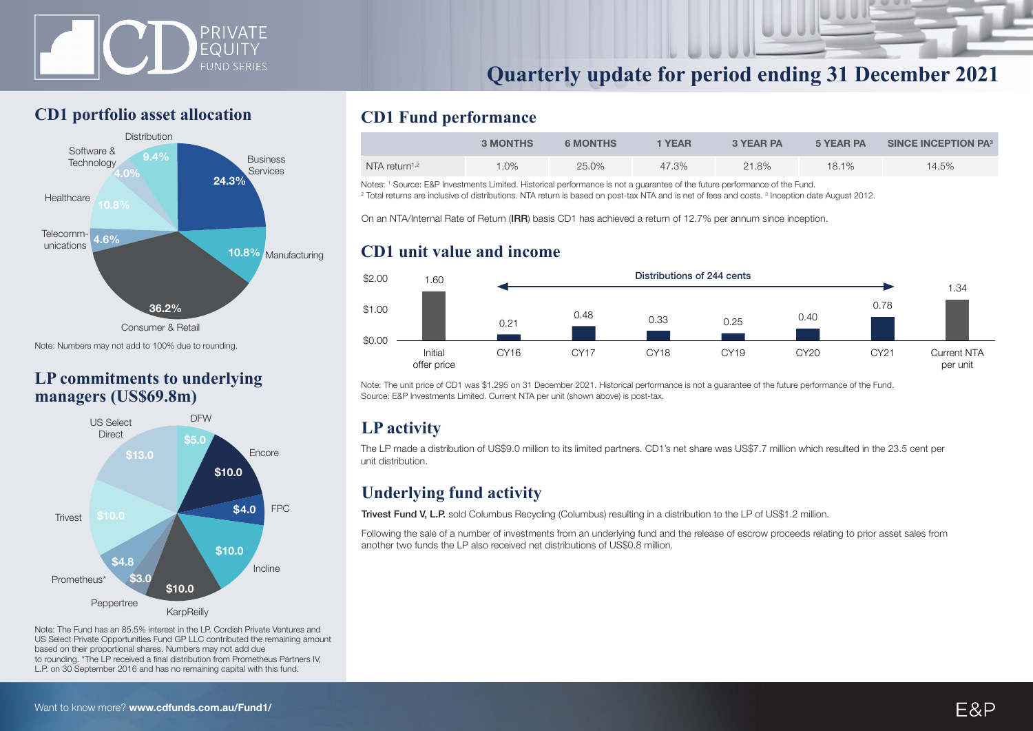# Quarterly update for period ending 31 December 2021

## CD1 portfolio asset allocation

| Sector | Allocation |
|---|---|
| Business Services | 24.3% |
| Manufacturing | 10.8% |
| Consumer & Retail | 36.2% |
| Telecommunications | 4.6% |
| Healthcare | 10.8% |
| Software & Technology | 4.0% |
| Distribution | 9.4% |

Note: Numbers may not add to 100% due to rounding.

## LP commitments to underlying managers (US$69.8m)

| Manager | Commitment (US$m) |
|---|---|
| DFW | $5.0 |
| Encore | $10.0 |
| FPC | $4.0 |
| Incline | $10.0 |
| KarpReilly | $10.0 |
| Peppertree | $3.0 |
| Prometheus* | $4.8 |
| Trivest | $10.0 |
| US Select Direct | $13.0 |

Note: The Fund has an 85.5% interest in the LP. Cordish Private Ventures and US Select Private Opportunities Fund GP LLC contributed the remaining amount based on their proportional shares. Numbers may not add due to rounding. *The LP received a final distribution from Prometheus Partners IV, L.P. on 30 September 2016 and has no remaining capital with this fund.

## CD1 Fund performance

| | 3 MONTHS | 6 MONTHS | 1 YEAR | 3 YEAR PA | 5 YEAR PA | SINCE INCEPTION PA[3] |
|---|---|---|---|---|---|---|
| NTA return[1,2] | 1.0% | 25.0% | 47.3% | 21.8% | 18.1% | 14.5% |

Notes: [1] Source: E&P Investments Limited. Historical performance is not a guarantee of the future performance of the Fund.
[2] Total returns are inclusive of distributions. NTA return is based on post-tax NTA and is net of fees and costs. [3] Inception date August 2012.

On an NTA/Internal Rate of Return (**IRR**) basis CD1 has achieved a return of 12.7% per annum since inception.

## CD1 unit value and income

Distributions of 244 cents

| Initial offer price | CY16 | CY17 | CY18 | CY19 | CY20 | CY21 | Current NTA per unit |
|---|---|---|---|---|---|---|---|
| 1.60 | 0.21 | 0.48 | 0.33 | 0.25 | 0.40 | 0.78 | 1.34 |

Note: The unit price of CD1 was $1.295 on 31 December 2021. Historical performance is not a guarantee of the future performance of the Fund.
Source: E&P Investments Limited. Current NTA per unit (shown above) is post-tax.

## LP activity

The LP made a distribution of US$9.0 million to its limited partners. CD1's net share was US$7.7 million which resulted in the 23.5 cent per unit distribution.

## Underlying fund activity

**Trivest Fund V, L.P.** sold Columbus Recycling (Columbus) resulting in a distribution to the LP of US$1.2 million.

Following the sale of a number of investments from an underlying fund and the release of escrow proceeds relating to prior asset sales from another two funds the LP also received net distributions of US$0.8 million.

Want to know more? **www.cdfunds.com.au/Fund1/**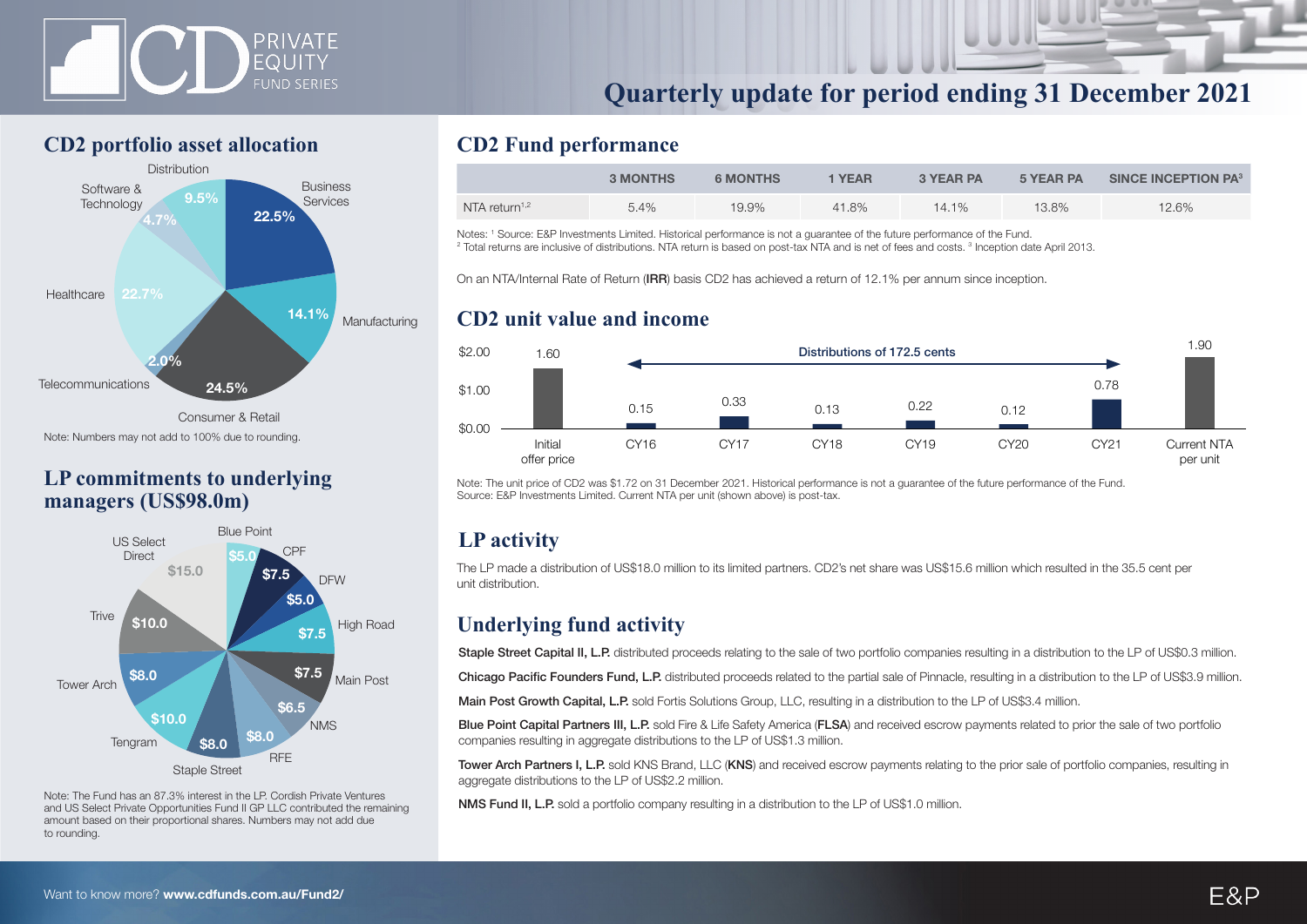PRIVATE EQUITY FUND SERIES

# Quarterly update for period ending 31 December 2021

## CD2 portfolio asset allocation

| Sector | Allocation |
|---|---|
| Business Services | 22.5% |
| Manufacturing | 14.1% |
| Consumer & Retail | 24.5% |
| Telecommunications | 2.0% |
| Healthcare | 22.7% |
| Software & Technology | 4.7% |
| Distribution | 9.5% |

Note: Numbers may not add to 100% due to rounding.

## LP commitments to underlying managers (US$98.0m)

| Manager | Commitment |
|---|---|
| Blue Point | $5.0 |
| CPF | $7.5 |
| DFW | $5.0 |
| High Road | $7.5 |
| Main Post | $7.5 |
| NMS | $6.5 |
| RFE | $8.0 |
| Staple Street | $8.0 |
| Tengram | $10.0 |
| Tower Arch | $8.0 |
| Trive | $10.0 |
| US Select Direct | $15.0 |

Note: The Fund has an 87.3% interest in the LP. Cordish Private Ventures and US Select Private Opportunities Fund II GP LLC contributed the remaining amount based on their proportional shares. Numbers may not add due to rounding.

## CD2 Fund performance

| | 3 MONTHS | 6 MONTHS | 1 YEAR | 3 YEAR PA | 5 YEAR PA | SINCE INCEPTION PA[3] |
|---|---|---|---|---|---|---|
| NTA return[1,2] | 5.4% | 19.9% | 41.8% | 14.1% | 13.8% | 12.6% |

Notes: [1] Source: E&P Investments Limited. Historical performance is not a guarantee of the future performance of the Fund.
[2] Total returns are inclusive of distributions. NTA return is based on post-tax NTA and is net of fees and costs. [3] Inception date April 2013.

On an NTA/Internal Rate of Return (**IRR**) basis CD2 has achieved a return of 12.1% per annum since inception.

## CD2 unit value and income

Distributions of 172.5 cents

| Initial offer price | CY16 | CY17 | CY18 | CY19 | CY20 | CY21 | Current NTA per unit |
|---|---|---|---|---|---|---|---|
| 1.60 | 0.15 | 0.33 | 0.13 | 0.22 | 0.12 | 0.78 | 1.90 |

Note: The unit price of CD2 was $1.72 on 31 December 2021. Historical performance is not a guarantee of the future performance of the Fund.
Source: E&P Investments Limited. Current NTA per unit (shown above) is post-tax.

## LP activity

The LP made a distribution of US$18.0 million to its limited partners. CD2's net share was US$15.6 million which resulted in the 35.5 cent per unit distribution.

## Underlying fund activity

**Staple Street Capital II, L.P.** distributed proceeds relating to the sale of two portfolio companies resulting in a distribution to the LP of US$0.3 million.

**Chicago Pacific Founders Fund, L.P.** distributed proceeds related to the partial sale of Pinnacle, resulting in a distribution to the LP of US$3.9 million.

**Main Post Growth Capital, L.P.** sold Fortis Solutions Group, LLC, resulting in a distribution to the LP of US$3.4 million.

**Blue Point Capital Partners III, L.P.** sold Fire & Life Safety America (**FLSA**) and received escrow payments related to prior the sale of two portfolio companies resulting in aggregate distributions to the LP of US$1.3 million.

**Tower Arch Partners I, L.P.** sold KNS Brand, LLC (**KNS**) and received escrow payments relating to the prior sale of portfolio companies, resulting in aggregate distributions to the LP of US$2.2 million.

**NMS Fund II, L.P.** sold a portfolio company resulting in a distribution to the LP of US$1.0 million.

Want to know more? **www.cdfunds.com.au/Fund2/**

E&P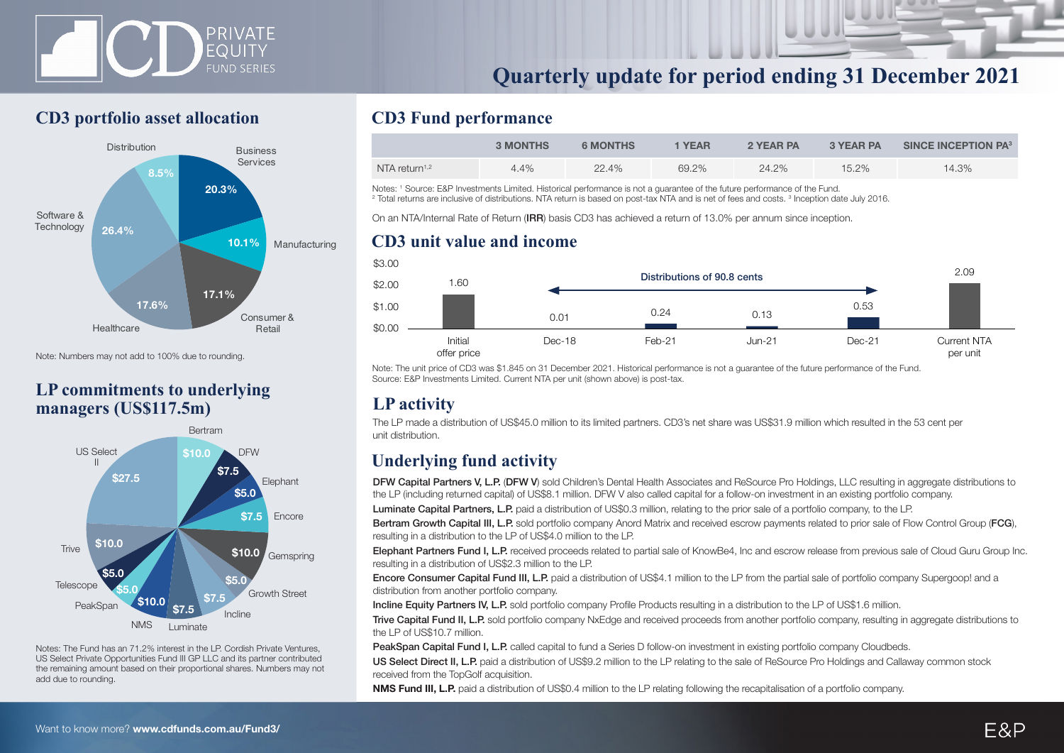# Quarterly update for period ending 31 December 2021

## CD3 portfolio asset allocation

| Sector | Allocation |
|---|---|
| Business Services | 20.3% |
| Manufacturing | 10.1% |
| Consumer & Retail | 17.1% |
| Healthcare | 17.6% |
| Software & Technology | 26.4% |
| Distribution | 8.5% |

Note: Numbers may not add to 100% due to rounding.

## LP commitments to underlying managers (US$117.5m)

| Manager | Commitment (US$m) |
|---|---|
| Bertram | $10.0 |
| DFW | $7.5 |
| Elephant | $5.0 |
| Encore | $7.5 |
| Gemspring | $10.0 |
| Growth Street | $5.0 |
| Incline | $7.5 |
| Luminate | $7.5 |
| NMS | $10.0 |
| PeakSpan | $5.0 |
| Telescope | $5.0 |
| Trive | $10.0 |
| US Select II | $27.5 |

Notes: The Fund has an 71.2% interest in the LP. Cordish Private Ventures, US Select Private Opportunities Fund III GP LLC and its partner contributed the remaining amount based on their proportional shares. Numbers may not add due to rounding.

## CD3 Fund performance

| | 3 MONTHS | 6 MONTHS | 1 YEAR | 2 YEAR PA | 3 YEAR PA | SINCE INCEPTION PA[3] |
|---|---|---|---|---|---|---|
| NTA return[1,2] | 4.4% | 22.4% | 69.2% | 24.2% | 15.2% | 14.3% |

Notes: [1] Source: E&P Investments Limited. Historical performance is not a guarantee of the future performance of the Fund.
[2] Total returns are inclusive of distributions. NTA return is based on post-tax NTA and is net of fees and costs. [3] Inception date July 2016.

On an NTA/Internal Rate of Return (**IRR**) basis CD3 has achieved a return of 13.0% per annum since inception.

## CD3 unit value and income

Distributions of 90.8 cents

| | Initial offer price | Dec-18 | Feb-21 | Jun-21 | Dec-21 | Current NTA per unit |
|---|---|---|---|---|---|---|
| Value ($) | 1.60 | 0.01 | 0.24 | 0.13 | 0.53 | 2.09 |

Note: The unit price of CD3 was $1.845 on 31 December 2021. Historical performance is not a guarantee of the future performance of the Fund.
Source: E&P Investments Limited. Current NTA per unit (shown above) is post-tax.

## LP activity

The LP made a distribution of US$45.0 million to its limited partners. CD3's net share was US$31.9 million which resulted in the 53 cent per unit distribution.

## Underlying fund activity

**DFW Capital Partners V, L.P.** (**DFW V**) sold Children's Dental Health Associates and ReSource Pro Holdings, LLC resulting in aggregate distributions to the LP (including returned capital) of US$8.1 million. DFW V also called capital for a follow-on investment in an existing portfolio company.

**Luminate Capital Partners, L.P.** paid a distribution of US$0.3 million, relating to the prior sale of a portfolio company, to the LP.

**Bertram Growth Capital III, L.P.** sold portfolio company Anord Matrix and received escrow payments related to prior sale of Flow Control Group (**FCG**), resulting in a distribution to the LP of US$4.0 million to the LP.

**Elephant Partners Fund I, L.P.** received proceeds related to partial sale of KnowBe4, Inc and escrow release from previous sale of Cloud Guru Group Inc. resulting in a distribution of US$2.3 million to the LP.

**Encore Consumer Capital Fund III, L.P.** paid a distribution of US$4.1 million to the LP from the partial sale of portfolio company Supergoop! and a distribution from another portfolio company.

**Incline Equity Partners IV, L.P.** sold portfolio company Profile Products resulting in a distribution to the LP of US$1.6 million.

**Trive Capital Fund II, L.P.** sold portfolio company NxEdge and received proceeds from another portfolio company, resulting in aggregate distributions to the LP of US$10.7 million.

**PeakSpan Capital Fund I, L.P.** called capital to fund a Series D follow-on investment in existing portfolio company Cloudbeds.

**US Select Direct II, L.P.** paid a distribution of US$9.2 million to the LP relating to the sale of ReSource Pro Holdings and Callaway common stock received from the TopGolf acquisition.

**NMS Fund III, L.P.** paid a distribution of US$0.4 million to the LP relating following the recapitalisation of a portfolio company.

Want to know more? **www.cdfunds.com.au/Fund3/**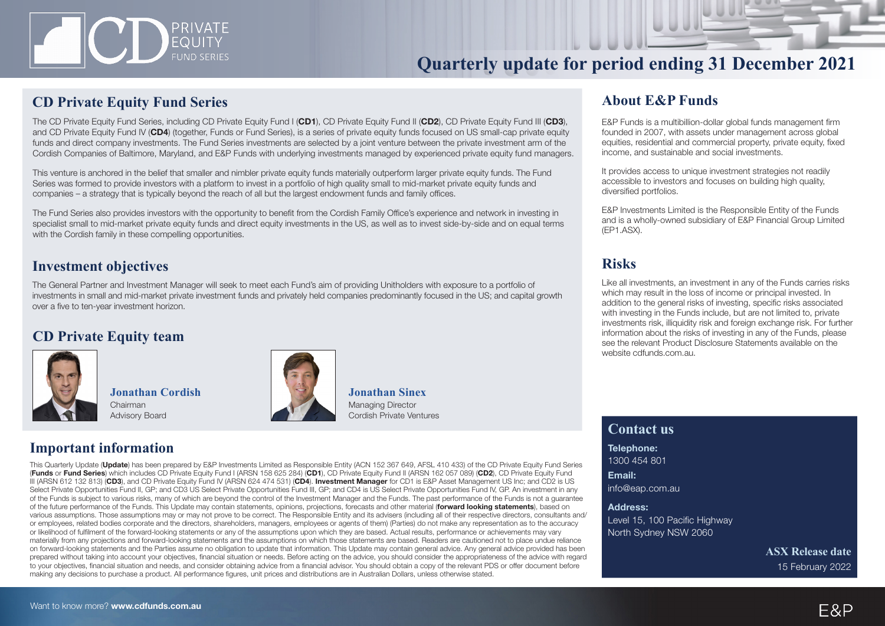# Quarterly update for period ending 31 December 2021

## CD Private Equity Fund Series

The CD Private Equity Fund Series, including CD Private Equity Fund I (**CD1**), CD Private Equity Fund II (**CD2**), CD Private Equity Fund III (**CD3**), and CD Private Equity Fund IV (**CD4**) (together, Funds or Fund Series), is a series of private equity funds focused on US small-cap private equity funds and direct company investments. The Fund Series investments are selected by a joint venture between the private investment arm of the Cordish Companies of Baltimore, Maryland, and E&P Funds with underlying investments managed by experienced private equity fund managers.

This venture is anchored in the belief that smaller and nimbler private equity funds materially outperform larger private equity funds. The Fund Series was formed to provide investors with a platform to invest in a portfolio of high quality small to mid-market private equity funds and companies – a strategy that is typically beyond the reach of all but the largest endowment funds and family offices.

The Fund Series also provides investors with the opportunity to benefit from the Cordish Family Office's experience and network in investing in specialist small to mid-market private equity funds and direct equity investments in the US, as well as to invest side-by-side and on equal terms with the Cordish family in these compelling opportunities.

## Investment objectives

The General Partner and Investment Manager will seek to meet each Fund's aim of providing Unitholders with exposure to a portfolio of investments in small and mid-market private investment funds and privately held companies predominantly focused in the US; and capital growth over a five to ten-year investment horizon.

## CD Private Equity team

**Jonathan Cordish**
Chairman
Advisory Board

**Jonathan Sinex**
Managing Director
Cordish Private Ventures

## Important information

This Quarterly Update (**Update**) has been prepared by E&P Investments Limited as Responsible Entity (ACN 152 367 649, AFSL 410 433) of the CD Private Equity Fund Series (**Funds** or **Fund Series**) which includes CD Private Equity Fund I (ARSN 158 625 284) (**CD1**), CD Private Equity Fund II (ARSN 162 057 089) (**CD2**), CD Private Equity Fund III (ARSN 612 132 813) (**CD3**), and CD Private Equity Fund IV (ARSN 624 474 531) (**CD4**). **Investment Manager** for CD1 is E&P Asset Management US Inc; and CD2 is US Select Private Opportunities Fund II, GP; and CD3 US Select Private Opportunities Fund III, GP; and CD4 is US Select Private Opportunities Fund IV, GP. An investment in any of the Funds is subject to various risks, many of which are beyond the control of the Investment Manager and the Funds. The past performance of the Funds is not a guarantee of the future performance of the Funds. This Update may contain statements, opinions, projections, forecasts and other material (**forward looking statements**), based on various assumptions. Those assumptions may or may not prove to be correct. The Responsible Entity and its advisers (including all of their respective directors, consultants and/or employees, related bodies corporate and the directors, shareholders, managers, employees or agents of them) (Parties) do not make any representation as to the accuracy or likelihood of fulfilment of the forward-looking statements or any of the assumptions upon which they are based. Actual results, performance or achievements may vary materially from any projections and forward-looking statements and the assumptions on which those statements are based. Readers are cautioned not to place undue reliance on forward-looking statements and the Parties assume no obligation to update that information. This Update may contain general advice. Any general advice provided has been prepared without taking into account your objectives, financial situation or needs. Before acting on the advice, you should consider the appropriateness of the advice with regard to your objectives, financial situation and needs, and consider obtaining advice from a financial advisor. You should obtain a copy of the relevant PDS or offer document before making any decisions to purchase a product. All performance figures, unit prices and distributions are in Australian Dollars, unless otherwise stated.

## About E&P Funds

E&P Funds is a multibillion-dollar global funds management firm founded in 2007, with assets under management across global equities, residential and commercial property, private equity, fixed income, and sustainable and social investments.

It provides access to unique investment strategies not readily accessible to investors and focuses on building high quality, diversified portfolios.

E&P Investments Limited is the Responsible Entity of the Funds and is a wholly-owned subsidiary of E&P Financial Group Limited (EP1.ASX).

## Risks

Like all investments, an investment in any of the Funds carries risks which may result in the loss of income or principal invested. In addition to the general risks of investing, specific risks associated with investing in the Funds include, but are not limited to, private investments risk, illiquidity risk and foreign exchange risk. For further information about the risks of investing in any of the Funds, please see the relevant Product Disclosure Statements available on the website cdfunds.com.au.

## Contact us

**Telephone:**
1300 454 801

**Email:**
info@eap.com.au

**Address:**
Level 15, 100 Pacific Highway
North Sydney NSW 2060

**ASX Release date**
15 February 2022

Want to know more? **www.cdfunds.com.au**